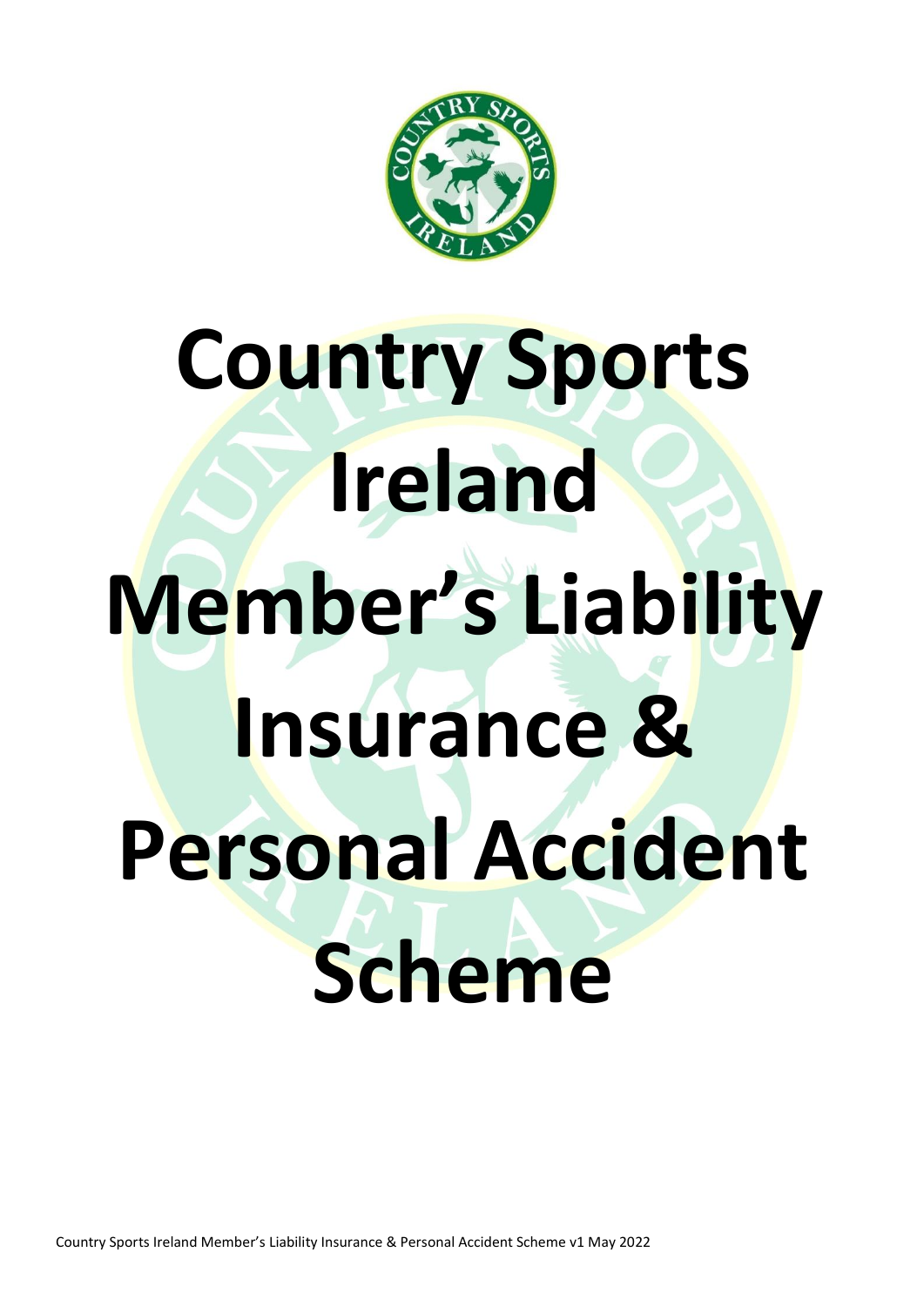# Country Sports Ireland Member's Liability Insurance & Personal Accident Scheme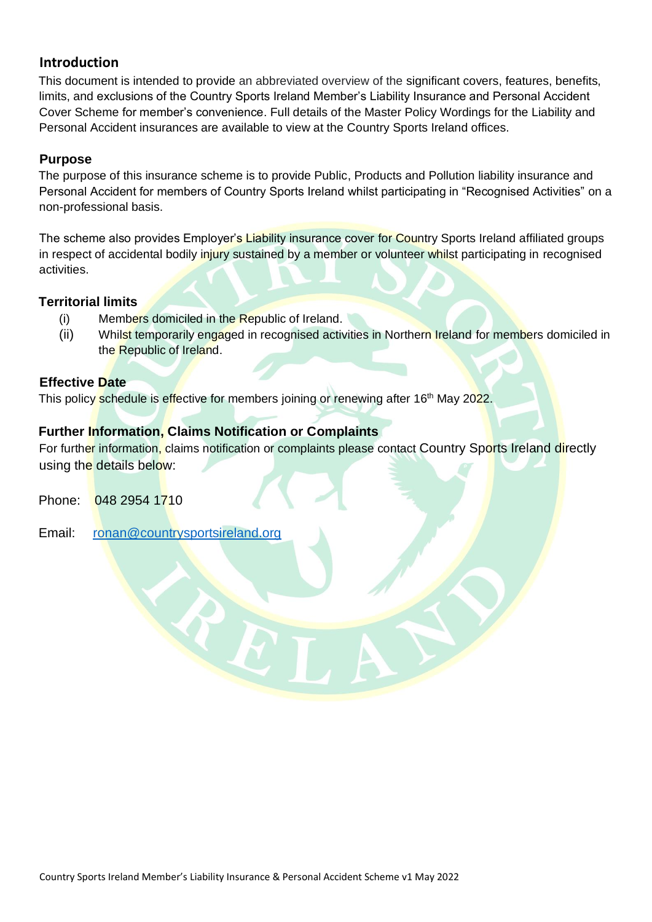## Introduction

This document is intended to provide an abbreviated overview of the significant covers, features, benefits, limits, and exclusions of the Country Sports Ireland Member's Liability Insurance and Personal Accident Cover Scheme for member's convenience. Full details of the Master Policy Wordings for the Liability and Personal Accident insurances are available to view at the Country Sports Ireland offices.

## Purpose

The purpose of this insurance scheme is to provide Public, Products and Pollution liability insurance and Personal Accident for members of Country Sports Ireland whilst participating in "Recognised Activities" on a non-professional basis.

The scheme also provides Employer's Liability insurance cover for Country Sports Ireland affiliated groups in respect of accidental bodily injury sustained by a member or volunteer whilst participating in recognised activities.

## Territorial limits

(i) Members domiciled in the Republic of Ireland.

(ii) Whilst temporarily engaged in recognised activities in Northern Ireland for members domiciled in the Republic of Ireland.

## Effective Date

This policy schedule is effective for members joining or renewing after 16th May 2022.

## Further Information, Claims Notification or Complaints

For further information, claims notification or complaints please contact Country Sports Ireland directly using the details below:

Phone: 048 2954 1710

Email: ronan@countrysportsireland.org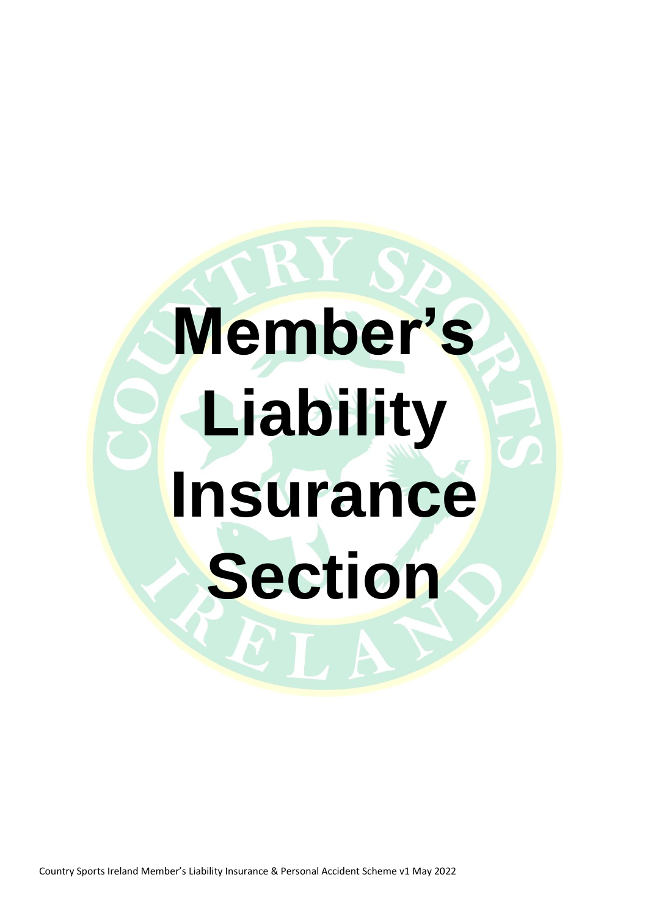# Member's Liability Insurance Section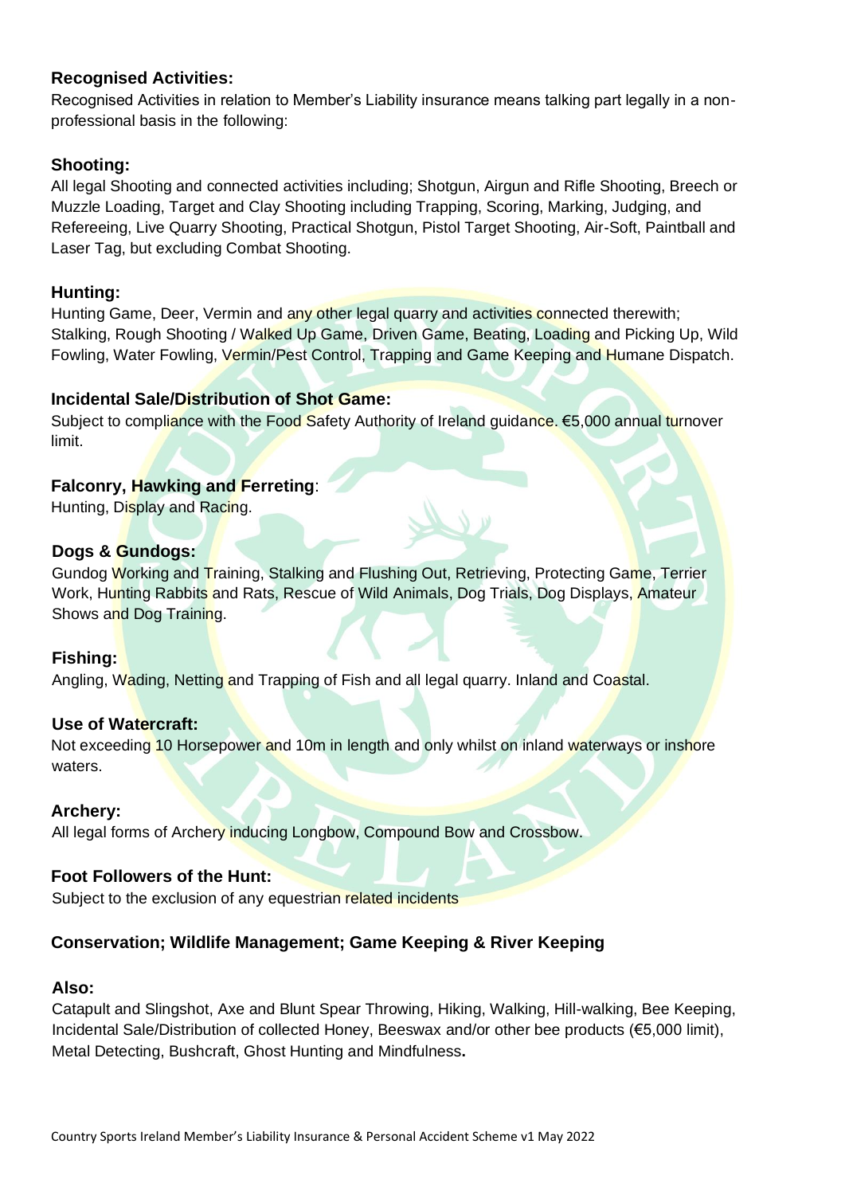### Recognised Activities:

Recognised Activities in relation to Member's Liability insurance means talking part legally in a non-professional basis in the following:

### Shooting:

All legal Shooting and connected activities including; Shotgun, Airgun and Rifle Shooting, Breech or Muzzle Loading, Target and Clay Shooting including Trapping, Scoring, Marking, Judging, and Refereeing, Live Quarry Shooting, Practical Shotgun, Pistol Target Shooting, Air-Soft, Paintball and Laser Tag, but excluding Combat Shooting.

### Hunting:

Hunting Game, Deer, Vermin and any other legal quarry and activities connected therewith; Stalking, Rough Shooting / Walked Up Game, Driven Game, Beating, Loading and Picking Up, Wild Fowling, Water Fowling, Vermin/Pest Control, Trapping and Game Keeping and Humane Dispatch.

### Incidental Sale/Distribution of Shot Game:

Subject to compliance with the Food Safety Authority of Ireland guidance. €5,000 annual turnover limit.

### Falconry, Hawking and Ferreting:

Hunting, Display and Racing.

### Dogs & Gundogs:

Gundog Working and Training, Stalking and Flushing Out, Retrieving, Protecting Game, Terrier Work, Hunting Rabbits and Rats, Rescue of Wild Animals, Dog Trials, Dog Displays, Amateur Shows and Dog Training.

### Fishing:

Angling, Wading, Netting and Trapping of Fish and all legal quarry. Inland and Coastal.

### Use of Watercraft:

Not exceeding 10 Horsepower and 10m in length and only whilst on inland waterways or inshore waters.

### Archery:

All legal forms of Archery inducing Longbow, Compound Bow and Crossbow.

### Foot Followers of the Hunt:

Subject to the exclusion of any equestrian related incidents

### Conservation; Wildlife Management; Game Keeping & River Keeping

### Also:

Catapult and Slingshot, Axe and Blunt Spear Throwing, Hiking, Walking, Hill-walking, Bee Keeping, Incidental Sale/Distribution of collected Honey, Beeswax and/or other bee products (€5,000 limit), Metal Detecting, Bushcraft, Ghost Hunting and Mindfulness**.**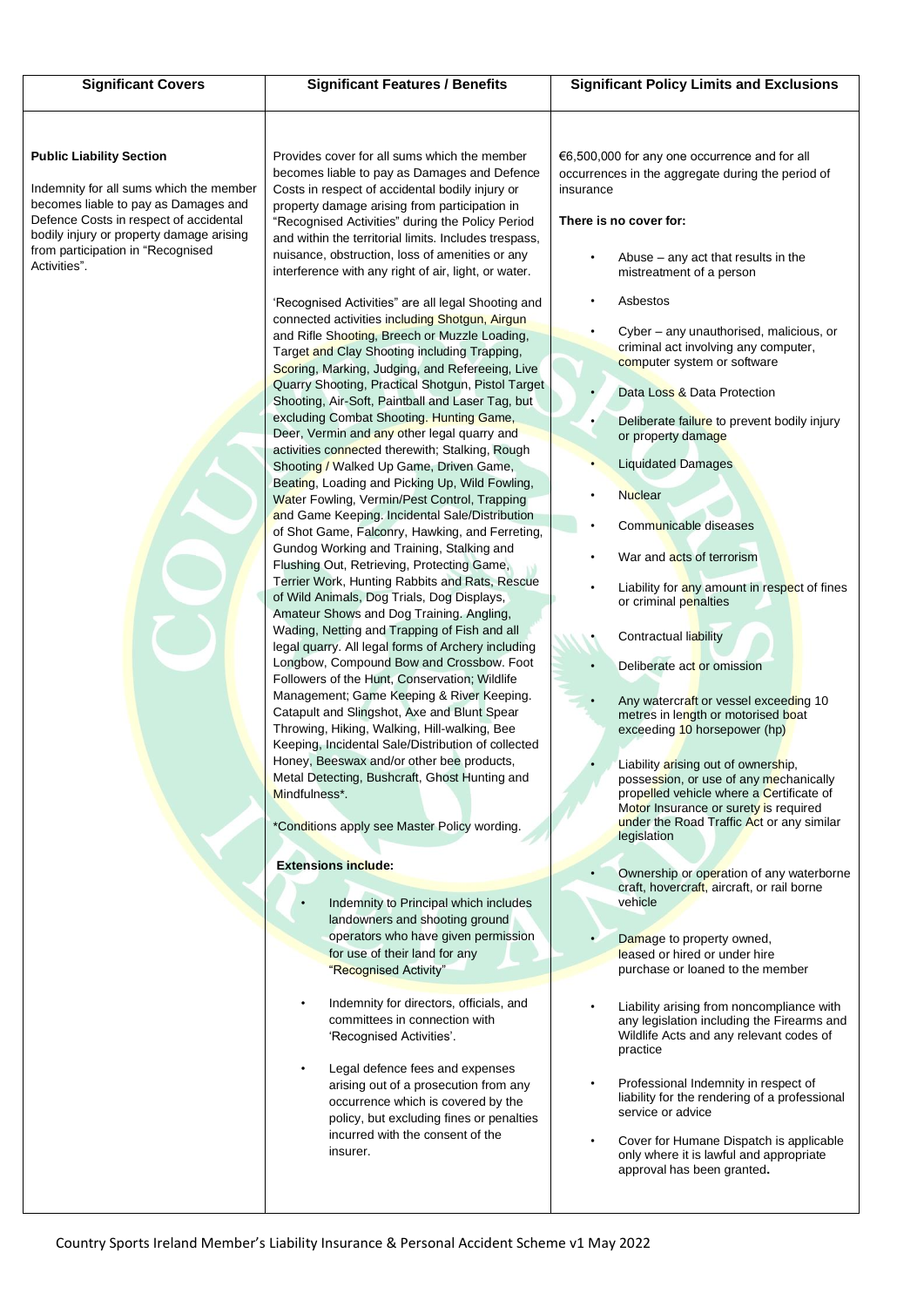| Significant Covers | Significant Features / Benefits | Significant Policy Limits and Exclusions |
|---|---|---|
| **Public Liability Section**<br><br>Indemnity for all sums which the member becomes liable to pay as Damages and Defence Costs in respect of accidental bodily injury or property damage arising from participation in "Recognised Activities". | Provides cover for all sums which the member becomes liable to pay as Damages and Defence Costs in respect of accidental bodily injury or property damage arising from participation in "Recognised Activities" during the Policy Period and within the territorial limits. Includes trespass, nuisance, obstruction, loss of amenities or any interference with any right of air, light, or water.<br><br>'Recognised Activities" are all legal Shooting and connected activities including Shotgun, Airgun and Rifle Shooting, Breech or Muzzle Loading, Target and Clay Shooting including Trapping, Scoring, Marking, Judging, and Refereeing, Live Quarry Shooting, Practical Shotgun, Pistol Target Shooting, Air-Soft, Paintball and Laser Tag, but excluding Combat Shooting. Hunting Game, Deer, Vermin and any other legal quarry and activities connected therewith; Stalking, Rough Shooting / Walked Up Game, Driven Game, Beating, Loading and Picking Up, Wild Fowling, Water Fowling, Vermin/Pest Control, Trapping and Game Keeping. Incidental Sale/Distribution of Shot Game, Falconry, Hawking, and Ferreting, Gundog Working and Training, Stalking and Flushing Out, Retrieving, Protecting Game, Terrier Work, Hunting Rabbits and Rats, Rescue of Wild Animals, Dog Trials, Dog Displays, Amateur Shows and Dog Training. Angling, Wading, Netting and Trapping of Fish and all legal quarry. All legal forms of Archery including Longbow, Compound Bow and Crossbow. Foot Followers of the Hunt, Conservation; Wildlife Management; Game Keeping & River Keeping. Catapult and Slingshot, Axe and Blunt Spear Throwing, Hiking, Walking, Hill-walking, Bee Keeping, Incidental Sale/Distribution of collected Honey, Beeswax and/or other bee products, Metal Detecting, Bushcraft, Ghost Hunting and Mindfulness*.<br><br>*Conditions apply see Master Policy wording.<br><br>**Extensions include:**<br><br>• Indemnity to Principal which includes landowners and shooting ground operators who have given permission for use of their land for any "Recognised Activity"<br><br>• Indemnity for directors, officials, and committees in connection with 'Recognised Activities'.<br><br>• Legal defence fees and expenses arising out of a prosecution from any occurrence which is covered by the policy, but excluding fines or penalties incurred with the consent of the insurer. | €6,500,000 for any one occurrence and for all occurrences in the aggregate during the period of insurance<br><br>**There is no cover for:**<br><br>• Abuse – any act that results in the mistreatment of a person<br>• Asbestos<br>• Cyber – any unauthorised, malicious, or criminal act involving any computer, computer system or software<br>• Data Loss & Data Protection<br>• Deliberate failure to prevent bodily injury or property damage<br>• Liquidated Damages<br>• Nuclear<br>• Communicable diseases<br>• War and acts of terrorism<br>• Liability for any amount in respect of fines or criminal penalties<br>• Contractual liability<br>• Deliberate act or omission<br>• Any watercraft or vessel exceeding 10 metres in length or motorised boat exceeding 10 horsepower (hp)<br>• Liability arising out of ownership, possession, or use of any mechanically propelled vehicle where a Certificate of Motor Insurance or surety is required under the Road Traffic Act or any similar legislation<br>• Ownership or operation of any waterborne craft, hovercraft, aircraft, or rail borne vehicle<br>• Damage to property owned, leased or hired or under hire purchase or loaned to the member<br>• Liability arising from noncompliance with any legislation including the Firearms and Wildlife Acts and any relevant codes of practice<br>• Professional Indemnity in respect of liability for the rendering of a professional service or advice<br>• Cover for Humane Dispatch is applicable only where it is lawful and appropriate approval has been granted. |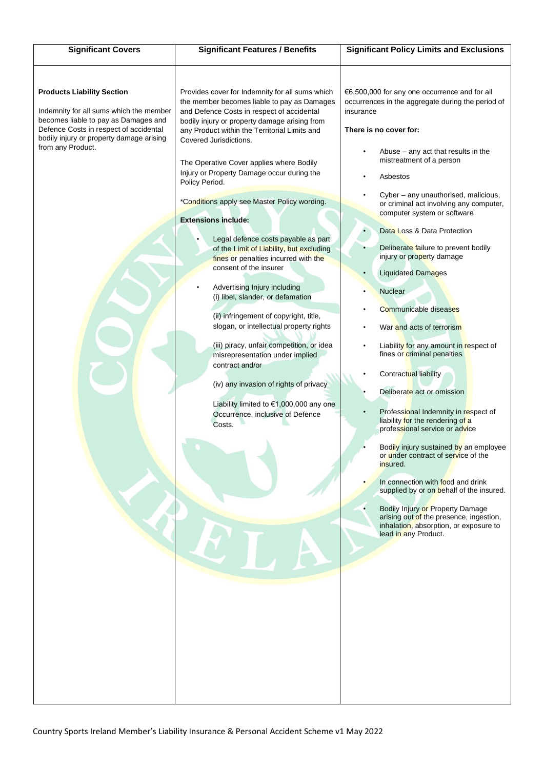| Significant Covers | Significant Features / Benefits | Significant Policy Limits and Exclusions |
|---|---|---|
| **Products Liability Section**<br><br>Indemnity for all sums which the member becomes liable to pay as Damages and Defence Costs in respect of accidental bodily injury or property damage arising from any Product. | Provides cover for Indemnity for all sums which the member becomes liable to pay as Damages and Defence Costs in respect of accidental bodily injury or property damage arising from any Product within the Territorial Limits and Covered Jurisdictions.<br><br>The Operative Cover applies where Bodily Injury or Property Damage occur during the Policy Period.<br><br>*Conditions apply see Master Policy wording.<br><br>**Extensions include:**<br><br>• Legal defence costs payable as part of the Limit of Liability, but excluding fines or penalties incurred with the consent of the insurer<br><br>• Advertising Injury including (i) libel, slander, or defamation<br><br>(ii) infringement of copyright, title, slogan, or intellectual property rights<br><br>(iii) piracy, unfair competition, or idea misrepresentation under implied contract and/or<br><br>(iv) any invasion of rights of privacy<br><br>Liability limited to €1,000,000 any one Occurrence, inclusive of Defence Costs. | €6,500,000 for any one occurrence and for all occurrences in the aggregate during the period of insurance<br><br>**There is no cover for:**<br><br>• Abuse – any act that results in the mistreatment of a person<br>• Asbestos<br>• Cyber – any unauthorised, malicious, or criminal act involving any computer, computer system or software<br>• Data Loss & Data Protection<br>• Deliberate failure to prevent bodily injury or property damage<br>• Liquidated Damages<br>• Nuclear<br>• Communicable diseases<br>• War and acts of terrorism<br>• Liability for any amount in respect of fines or criminal penalties<br>• Contractual liability<br>• Deliberate act or omission<br>• Professional Indemnity in respect of liability for the rendering of a professional service or advice<br>• Bodily injury sustained by an employee or under contract of service of the insured.<br>• In connection with food and drink supplied by or on behalf of the insured.<br>• Bodily Injury or Property Damage arising out of the presence, ingestion, inhalation, absorption, or exposure to lead in any Product. |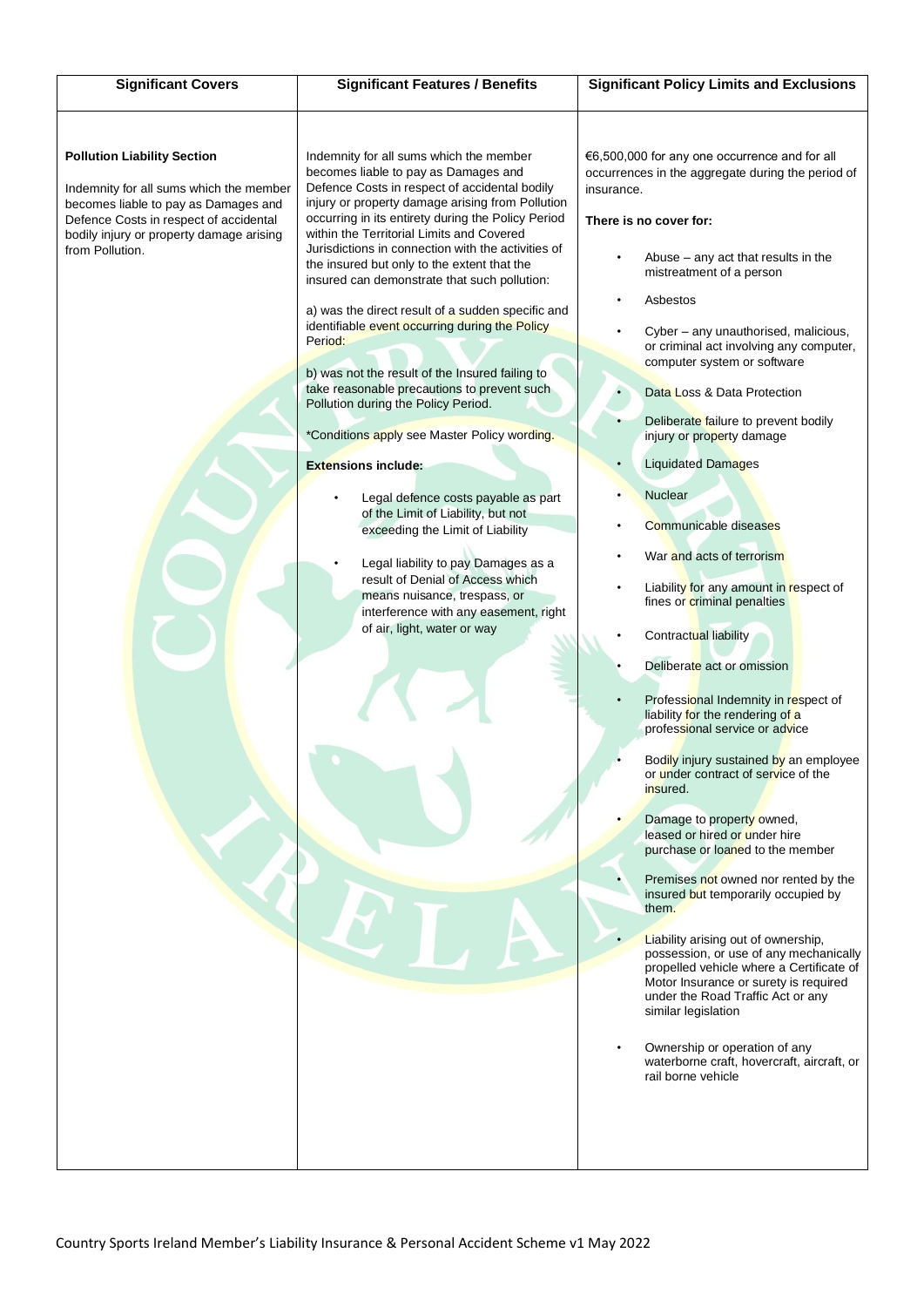| Significant Covers | Significant Features / Benefits | Significant Policy Limits and Exclusions |
|---|---|---|
| **Pollution Liability Section**<br><br>Indemnity for all sums which the member becomes liable to pay as Damages and Defence Costs in respect of accidental bodily injury or property damage arising from Pollution. | Indemnity for all sums which the member becomes liable to pay as Damages and Defence Costs in respect of accidental bodily injury or property damage arising from Pollution occurring in its entirety during the Policy Period within the Territorial Limits and Covered Jurisdictions in connection with the activities of the insured but only to the extent that the insured can demonstrate that such pollution:<br><br>a) was the direct result of a sudden specific and identifiable event occurring during the Policy Period:<br><br>b) was not the result of the Insured failing to take reasonable precautions to prevent such Pollution during the Policy Period.<br><br>*Conditions apply see Master Policy wording.<br><br>**Extensions include:**<br><br>• Legal defence costs payable as part of the Limit of Liability, but not exceeding the Limit of Liability<br><br>• Legal liability to pay Damages as a result of Denial of Access which means nuisance, trespass, or interference with any easement, right of air, light, water or way | €6,500,000 for any one occurrence and for all occurrences in the aggregate during the period of insurance.<br><br>**There is no cover for:**<br><br>• Abuse – any act that results in the mistreatment of a person<br>• Asbestos<br>• Cyber – any unauthorised, malicious, or criminal act involving any computer, computer system or software<br>• Data Loss & Data Protection<br>• Deliberate failure to prevent bodily injury or property damage<br>• Liquidated Damages<br>• Nuclear<br>• Communicable diseases<br>• War and acts of terrorism<br>• Liability for any amount in respect of fines or criminal penalties<br>• Contractual liability<br>• Deliberate act or omission<br>• Professional Indemnity in respect of liability for the rendering of a professional service or advice<br>• Bodily injury sustained by an employee or under contract of service of the insured.<br>• Damage to property owned, leased or hired or under hire purchase or loaned to the member<br>• Premises not owned nor rented by the insured but temporarily occupied by them.<br>• Liability arising out of ownership, possession, or use of any mechanically propelled vehicle where a Certificate of Motor Insurance or surety is required under the Road Traffic Act or any similar legislation<br>• Ownership or operation of any waterborne craft, hovercraft, aircraft, or rail borne vehicle |

Country Sports Ireland Member's Liability Insurance & Personal Accident Scheme v1 May 2022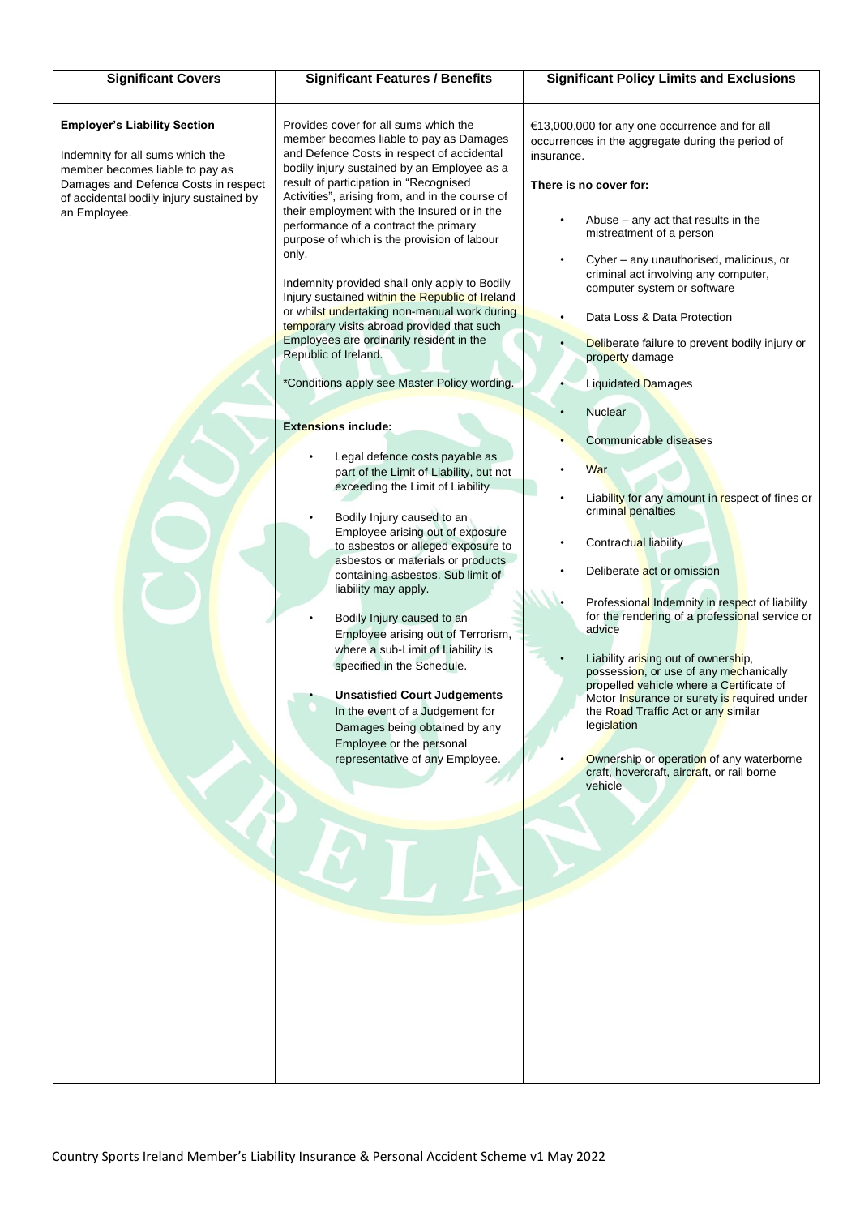| Significant Covers | Significant Features / Benefits | Significant Policy Limits and Exclusions |
| --- | --- | --- |
| **Employer's Liability Section**<br><br>Indemnity for all sums which the member becomes liable to pay as Damages and Defence Costs in respect of accidental bodily injury sustained by an Employee. | Provides cover for all sums which the member becomes liable to pay as Damages and Defence Costs in respect of accidental bodily injury sustained by an Employee as a result of participation in "Recognised Activities", arising from, and in the course of their employment with the Insured or in the performance of a contract the primary purpose of which is the provision of labour only.<br><br>Indemnity provided shall only apply to Bodily Injury sustained within the Republic of Ireland or whilst undertaking non-manual work during temporary visits abroad provided that such Employees are ordinarily resident in the Republic of Ireland.<br><br>*Conditions apply see Master Policy wording.<br><br>**Extensions include:**<br><br>• Legal defence costs payable as part of the Limit of Liability, but not exceeding the Limit of Liability<br><br>• Bodily Injury caused to an Employee arising out of exposure to asbestos or alleged exposure to asbestos or materials or products containing asbestos. Sub limit of liability may apply.<br><br>• Bodily Injury caused to an Employee arising out of Terrorism, where a sub-Limit of Liability is specified in the Schedule.<br><br>• **Unsatisfied Court Judgements** In the event of a Judgement for Damages being obtained by any Employee or the personal representative of any Employee. | €13,000,000 for any one occurrence and for all occurrences in the aggregate during the period of insurance.<br><br>**There is no cover for:**<br><br>• Abuse – any act that results in the mistreatment of a person<br><br>• Cyber – any unauthorised, malicious, or criminal act involving any computer, computer system or software<br><br>• Data Loss & Data Protection<br><br>• Deliberate failure to prevent bodily injury or property damage<br><br>• Liquidated Damages<br><br>• Nuclear<br><br>• Communicable diseases<br><br>• War<br><br>• Liability for any amount in respect of fines or criminal penalties<br><br>• Contractual liability<br><br>• Deliberate act or omission<br><br>• Professional Indemnity in respect of liability for the rendering of a professional service or advice<br><br>• Liability arising out of ownership, possession, or use of any mechanically propelled vehicle where a Certificate of Motor Insurance or surety is required under the Road Traffic Act or any similar legislation<br><br>• Ownership or operation of any waterborne craft, hovercraft, aircraft, or rail borne vehicle |

Country Sports Ireland Member's Liability Insurance & Personal Accident Scheme v1 May 2022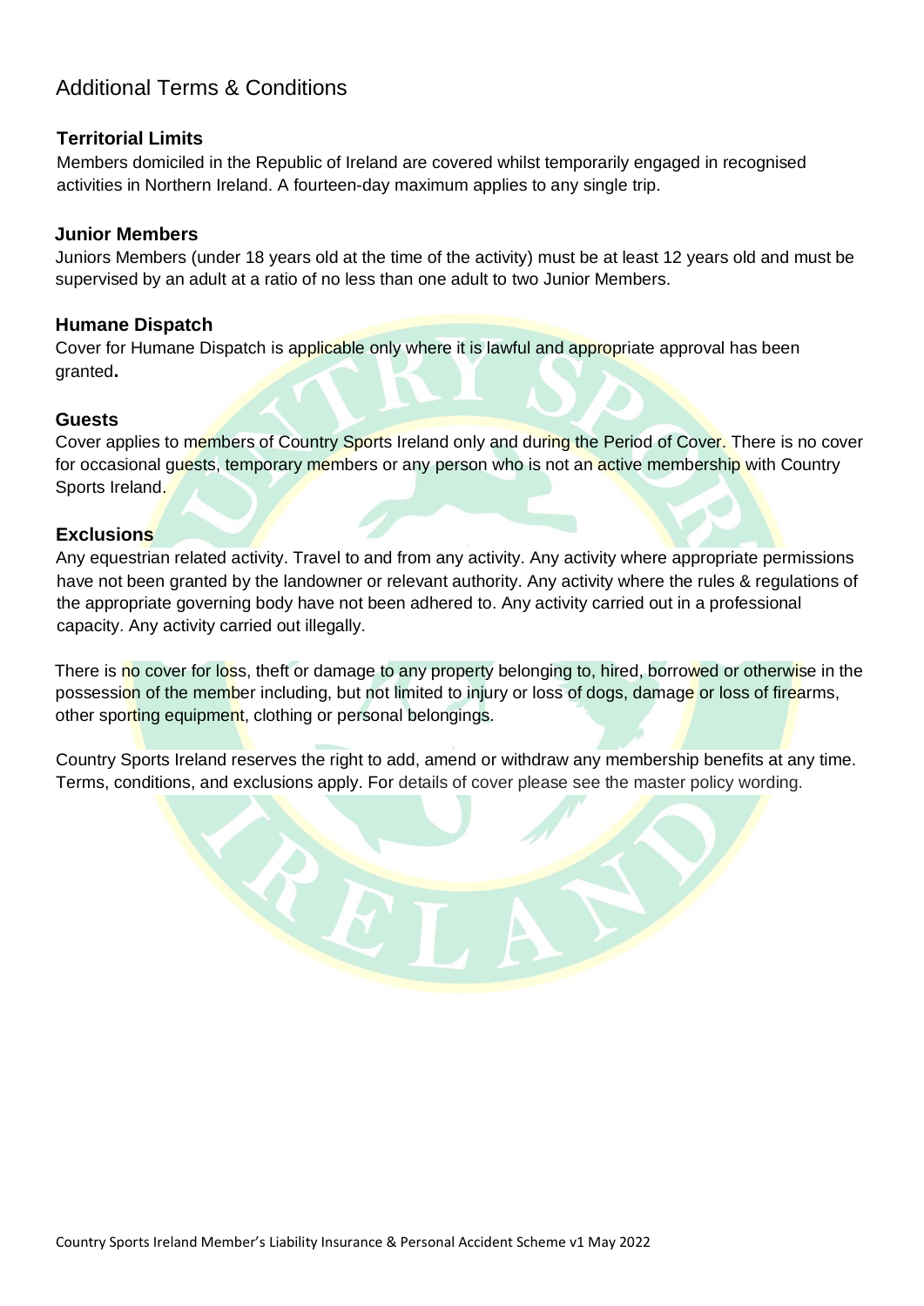## Additional Terms & Conditions

### Territorial Limits

Members domiciled in the Republic of Ireland are covered whilst temporarily engaged in recognised activities in Northern Ireland. A fourteen-day maximum applies to any single trip.

### Junior Members

Juniors Members (under 18 years old at the time of the activity) must be at least 12 years old and must be supervised by an adult at a ratio of no less than one adult to two Junior Members.

### Humane Dispatch

Cover for Humane Dispatch is applicable only where it is lawful and appropriate approval has been granted**.**

### Guests

Cover applies to members of Country Sports Ireland only and during the Period of Cover. There is no cover for occasional guests, temporary members or any person who is not an active membership with Country Sports Ireland.

### Exclusions

Any equestrian related activity. Travel to and from any activity. Any activity where appropriate permissions have not been granted by the landowner or relevant authority. Any activity where the rules & regulations of the appropriate governing body have not been adhered to. Any activity carried out in a professional capacity. Any activity carried out illegally.

There is no cover for loss, theft or damage to any property belonging to, hired, borrowed or otherwise in the possession of the member including, but not limited to injury or loss of dogs, damage or loss of firearms, other sporting equipment, clothing or personal belongings.

Country Sports Ireland reserves the right to add, amend or withdraw any membership benefits at any time. Terms, conditions, and exclusions apply. For details of cover please see the master policy wording.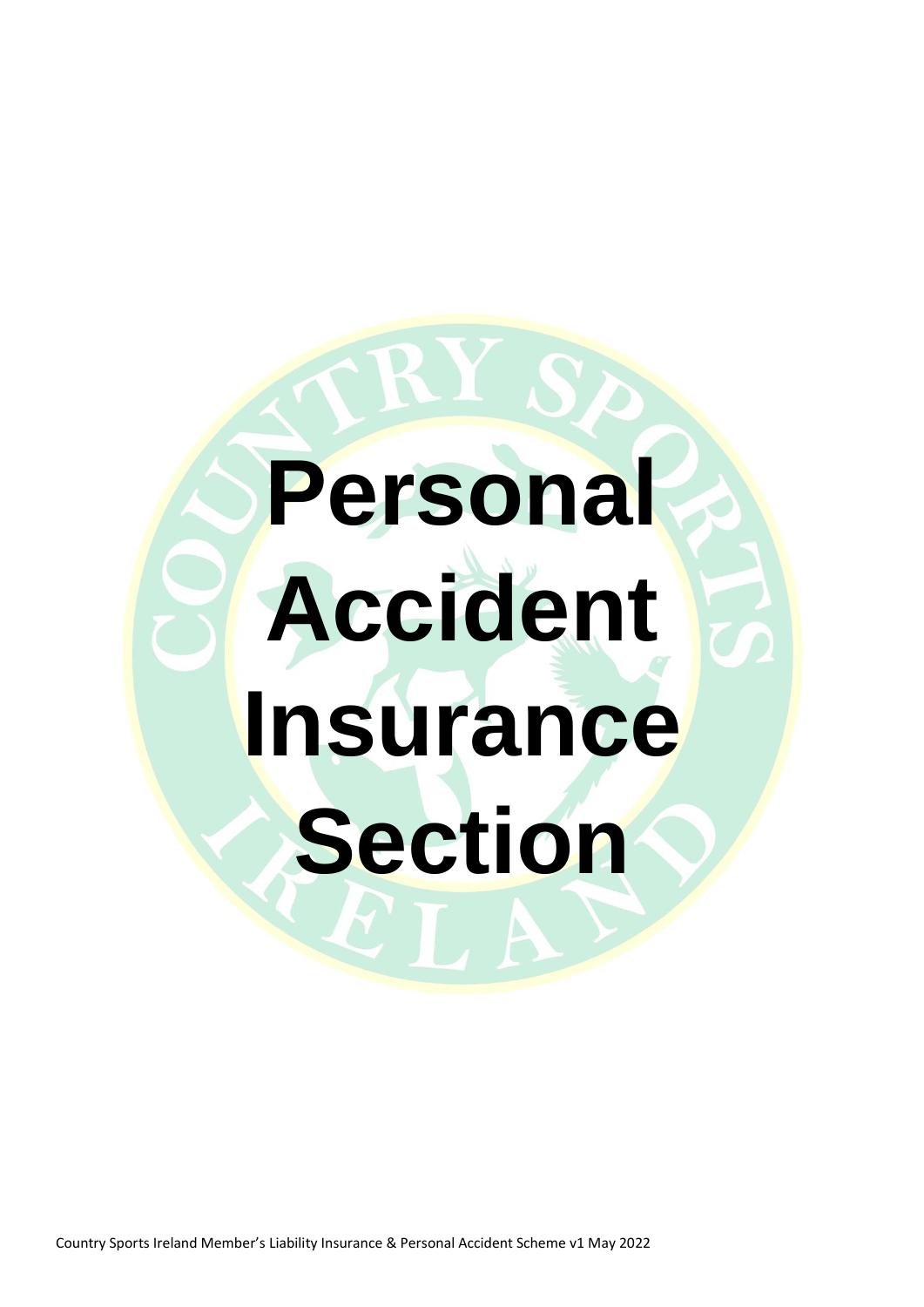# Personal Accident Insurance Section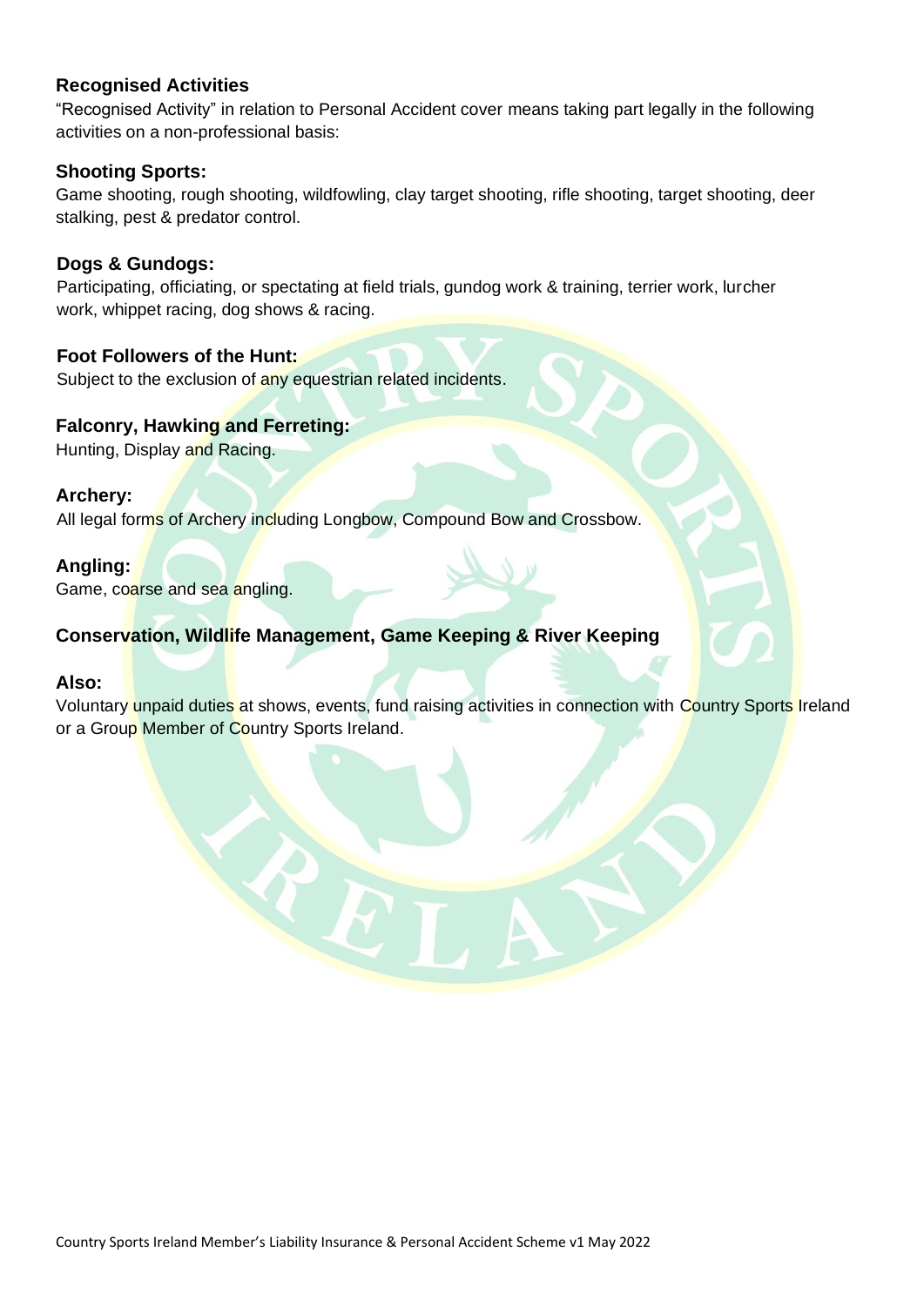## Recognised Activities

"Recognised Activity" in relation to Personal Accident cover means taking part legally in the following activities on a non-professional basis:

### Shooting Sports:

Game shooting, rough shooting, wildfowling, clay target shooting, rifle shooting, target shooting, deer stalking, pest & predator control.

### Dogs & Gundogs:

Participating, officiating, or spectating at field trials, gundog work & training, terrier work, lurcher work, whippet racing, dog shows & racing.

### Foot Followers of the Hunt:

Subject to the exclusion of any equestrian related incidents.

### Falconry, Hawking and Ferreting:

Hunting, Display and Racing.

### Archery:

All legal forms of Archery including Longbow, Compound Bow and Crossbow.

### Angling:

Game, coarse and sea angling.

### Conservation, Wildlife Management, Game Keeping & River Keeping

### Also:

Voluntary unpaid duties at shows, events, fund raising activities in connection with Country Sports Ireland or a Group Member of Country Sports Ireland.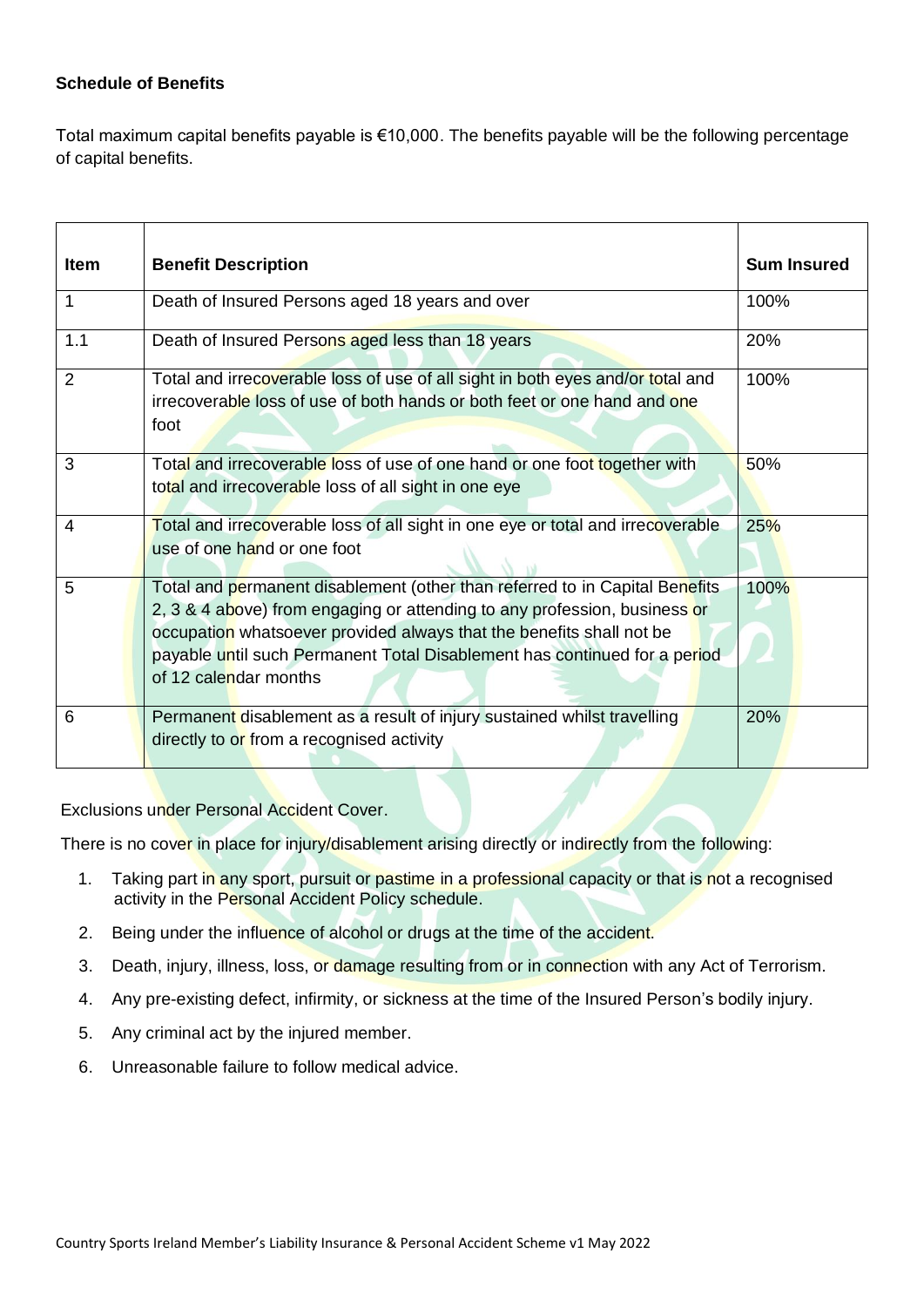**Schedule of Benefits**

Total maximum capital benefits payable is €10,000. The benefits payable will be the following percentage of capital benefits.

| Item | Benefit Description | Sum Insured |
|---|---|---|
| 1 | Death of Insured Persons aged 18 years and over | 100% |
| 1.1 | Death of Insured Persons aged less than 18 years | 20% |
| 2 | Total and irrecoverable loss of use of all sight in both eyes and/or total and irrecoverable loss of use of both hands or both feet or one hand and one foot | 100% |
| 3 | Total and irrecoverable loss of use of one hand or one foot together with total and irrecoverable loss of all sight in one eye | 50% |
| 4 | Total and irrecoverable loss of all sight in one eye or total and irrecoverable use of one hand or one foot | 25% |
| 5 | Total and permanent disablement (other than referred to in Capital Benefits 2, 3 & 4 above) from engaging or attending to any profession, business or occupation whatsoever provided always that the benefits shall not be payable until such Permanent Total Disablement has continued for a period of 12 calendar months | 100% |
| 6 | Permanent disablement as a result of injury sustained whilst travelling directly to or from a recognised activity | 20% |

Exclusions under Personal Accident Cover.

There is no cover in place for injury/disablement arising directly or indirectly from the following:

1. Taking part in any sport, pursuit or pastime in a professional capacity or that is not a recognised activity in the Personal Accident Policy schedule.
2. Being under the influence of alcohol or drugs at the time of the accident.
3. Death, injury, illness, loss, or damage resulting from or in connection with any Act of Terrorism.
4. Any pre-existing defect, infirmity, or sickness at the time of the Insured Person's bodily injury.
5. Any criminal act by the injured member.
6. Unreasonable failure to follow medical advice.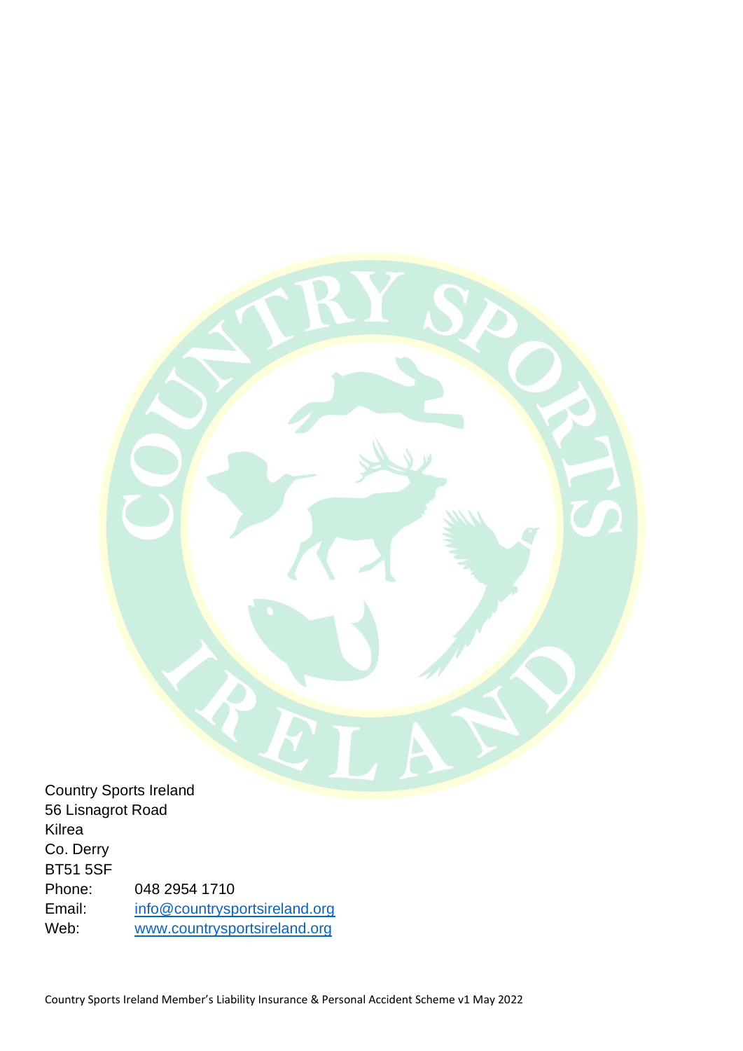Country Sports Ireland
56 Lisnagrot Road
Kilrea
Co. Derry
BT51 5SF

Phone: 048 2954 1710
Email: info@countrysportsireland.org
Web: www.countrysportsireland.org